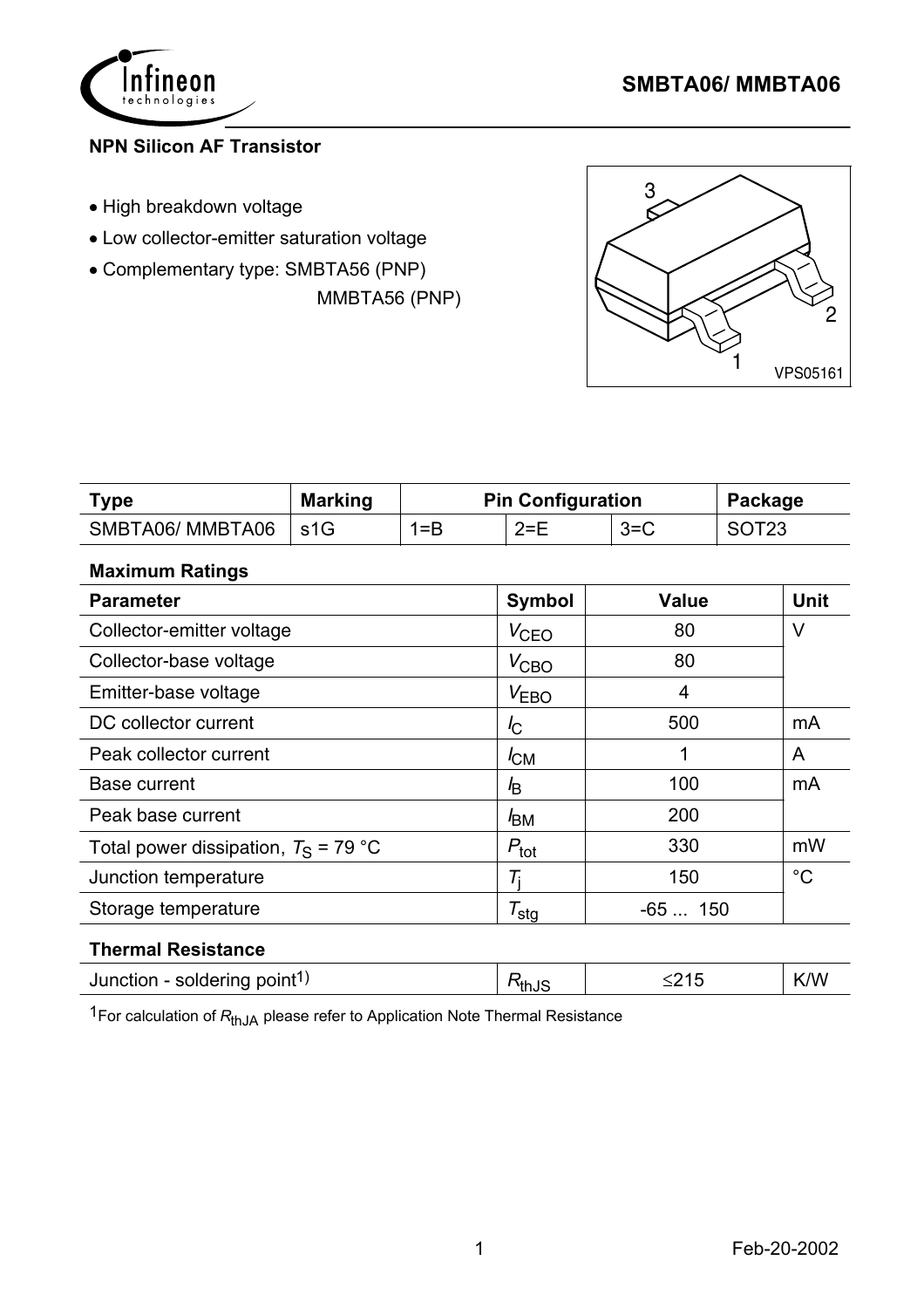# SMBTA06/ MMBTA06

**NPN Silicon AF Transistor**

- High breakdown voltage
- Low collector-emitter saturation voltage
- Complementary type: SMBTA56 (PNP)
  MMBTA56 (PNP)

3
2
1
VPS05161

| Type | Marking | Pin Configuration | | | Package |
|---|---|---|---|---|---|
| SMBTA06/ MMBTA06 | s1G | 1=B | 2=E | 3=C | SOT23 |

**Maximum Ratings**

| Parameter | Symbol | Value | Unit |
|---|---|---|---|
| Collector-emitter voltage | $V_{CEO}$ | 80 | V |
| Collector-base voltage | $V_{CBO}$ | 80 | |
| Emitter-base voltage | $V_{EBO}$ | 4 | |
| DC collector current | $I_C$ | 500 | mA |
| Peak collector current | $I_{CM}$ | 1 | A |
| Base current | $I_B$ | 100 | mA |
| Peak base current | $I_{BM}$ | 200 | |
| Total power dissipation, $T_S$ = 79 °C | $P_{tot}$ | 330 | mW |
| Junction temperature | $T_j$ | 150 | °C |
| Storage temperature | $T_{stg}$ | -65 ... 150 | |

**Thermal Resistance**

| Parameter | Symbol | Value | Unit |
|---|---|---|---|
| Junction - soldering point[1] | $R_{thJS}$ | ≤215 | K/W |

[1]For calculation of $R_{thJA}$ please refer to Application Note Thermal Resistance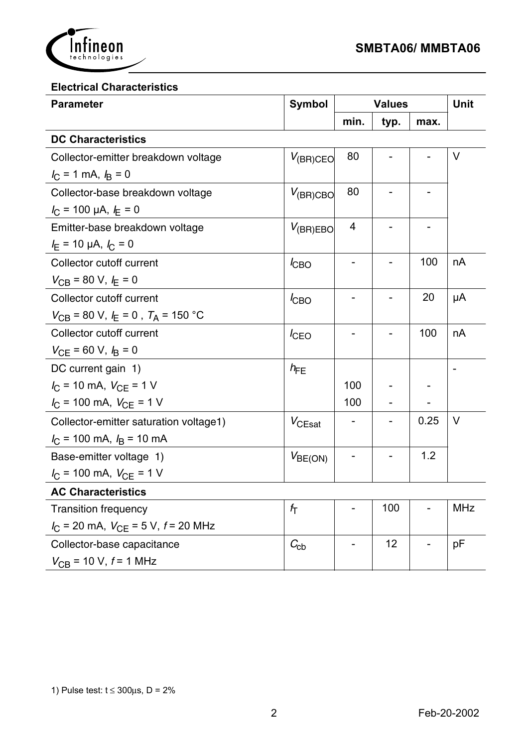**Electrical Characteristics**

| Parameter | Symbol | Values | | | Unit |
|---|---|---|---|---|---|
| | | min. | typ. | max. | |
| **DC Characteristics** | | | | | |
| Collector-emitter breakdown voltage<br>$I_C$ = 1 mA, $I_B$ = 0 | $V_{(BR)CEO}$ | 80 | - | - | V |
| Collector-base breakdown voltage<br>$I_C$ = 100 µA, $I_E$ = 0 | $V_{(BR)CBO}$ | 80 | - | - | |
| Emitter-base breakdown voltage<br>$I_E$ = 10 µA, $I_C$ = 0 | $V_{(BR)EBO}$ | 4 | - | - | |
| Collector cutoff current<br>$V_{CB}$ = 80 V, $I_E$ = 0 | $I_{CBO}$ | - | - | 100 | nA |
| Collector cutoff current<br>$V_{CB}$ = 80 V, $I_E$ = 0 , $T_A$ = 150 °C | $I_{CBO}$ | - | - | 20 | µA |
| Collector cutoff current<br>$V_{CE}$ = 60 V, $I_B$ = 0 | $I_{CEO}$ | - | - | 100 | nA |
| DC current gain 1) | $h_{FE}$ | | | | - |
| $I_C$ = 10 mA, $V_{CE}$ = 1 V | | 100 | - | - | |
| $I_C$ = 100 mA, $V_{CE}$ = 1 V | | 100 | - | - | |
| Collector-emitter saturation voltage1)<br>$I_C$ = 100 mA, $I_B$ = 10 mA | $V_{CEsat}$ | - | - | 0.25 | V |
| Base-emitter voltage 1)<br>$I_C$ = 100 mA, $V_{CE}$ = 1 V | $V_{BE(ON)}$ | - | - | 1.2 | |
| **AC Characteristics** | | | | | |
| Transition frequency<br>$I_C$ = 20 mA, $V_{CE}$ = 5 V, $f$ = 20 MHz | $f_T$ | - | 100 | - | MHz |
| Collector-base capacitance<br>$V_{CB}$ = 10 V, $f$ = 1 MHz | $C_{cb}$ | - | 12 | - | pF |

1) Pulse test: $t \leq 300\mu s$, D = 2%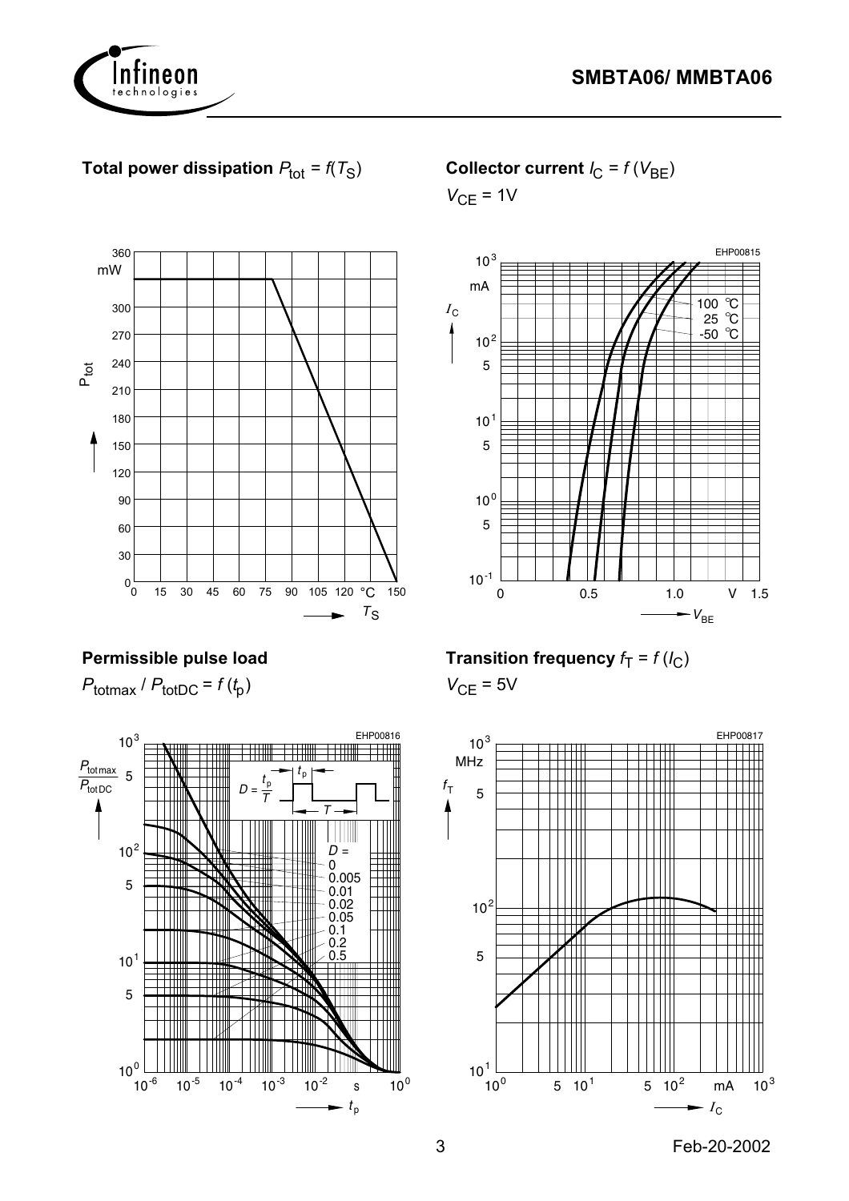**Total power dissipation** $P_{tot} = f(T_S)$

360
mW
300
270
240
210
180
150
120
90
60
30
0
$P_{tot}$
0 15 30 45 60 75 90 105 120 °C 150
$T_S$

**Collector current** $I_C = f(V_{BE})$

$V_{CE} = 1V$

EHP00815
$10^3$
mA
$I_C$
$10^2$
5
$10^1$
5
$10^0$
5
$10^{-1}$
100 °C
25 °C
-50 °C
0 0.5 1.0 V 1.5
$V_{BE}$

**Permissible pulse load**

$P_{totmax} / P_{totDC} = f(t_p)$

EHP00816
$10^3$
$\frac{P_{totmax}}{P_{totDC}}$
5
$10^2$
5
$10^1$
5
$10^0$
$D = \frac{t_p}{T}$
$t_p$
$T$
$D =$
0
0.005
0.01
0.02
0.05
0.1
0.2
0.5
$10^{-6}$ $10^{-5}$ $10^{-4}$ $10^{-3}$ $10^{-2}$ s $10^0$
$t_p$

**Transition frequency** $f_T = f(I_C)$

$V_{CE} = 5V$

EHP00817
$10^3$
MHz
$f_T$
5
$10^2$
5
$10^1$
$10^0$ 5 $10^1$ 5 $10^2$ mA $10^3$
$I_C$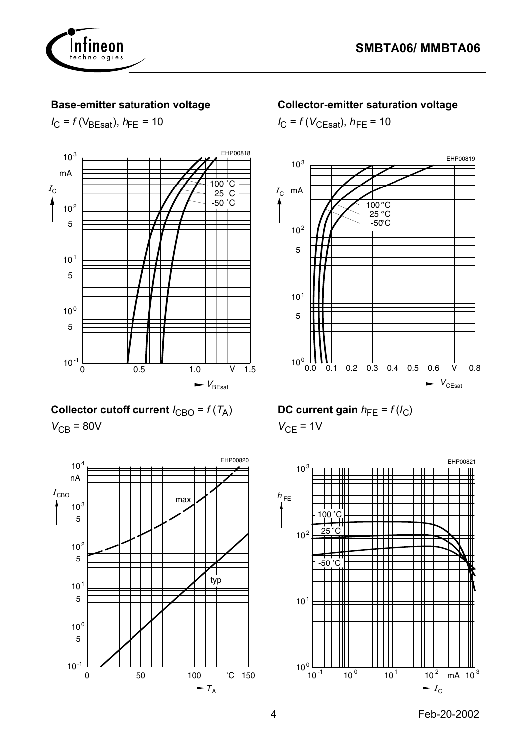**Base-emitter saturation voltage**

$I_C = f(V_{BEsat})$, $h_{FE} = 10$

EHP00818

$10^3$ mA

$I_C$

100 °C
25 °C
-50 °C

$10^2$
5
$10^1$
5
$10^0$
5
$10^{-1}$

0 0.5 1.0 V 1.5

$V_{BEsat}$

**Collector-emitter saturation voltage**

$I_C = f(V_{CEsat})$, $h_{FE} = 10$

EHP00819

$10^3$

$I_C$ mA

100 °C
25 °C
-50 °C

$10^2$
5
$10^1$
5
$10^0$

0.0 0.1 0.2 0.3 0.4 0.5 0.6 V 0.8

$V_{CEsat}$

**Collector cutoff current $I_{CBO} = f(T_A)$**

$V_{CB}$ = 80V

EHP00820

$10^4$ nA

$I_{CBO}$

max

$10^3$
5
$10^2$
5

typ

$10^1$
5
$10^0$
5
$10^{-1}$

0 50 100 °C 150

$T_A$

**DC current gain $h_{FE} = f(I_C)$**

$V_{CE}$ = 1V

EHP00821

$10^3$

$h_{FE}$

100 °C
25 °C

$10^2$

-50 °C

$10^1$

$10^0$

$10^{-1}$ $10^0$ $10^1$ $10^2$ mA $10^3$

$I_C$

Feb-20-2002